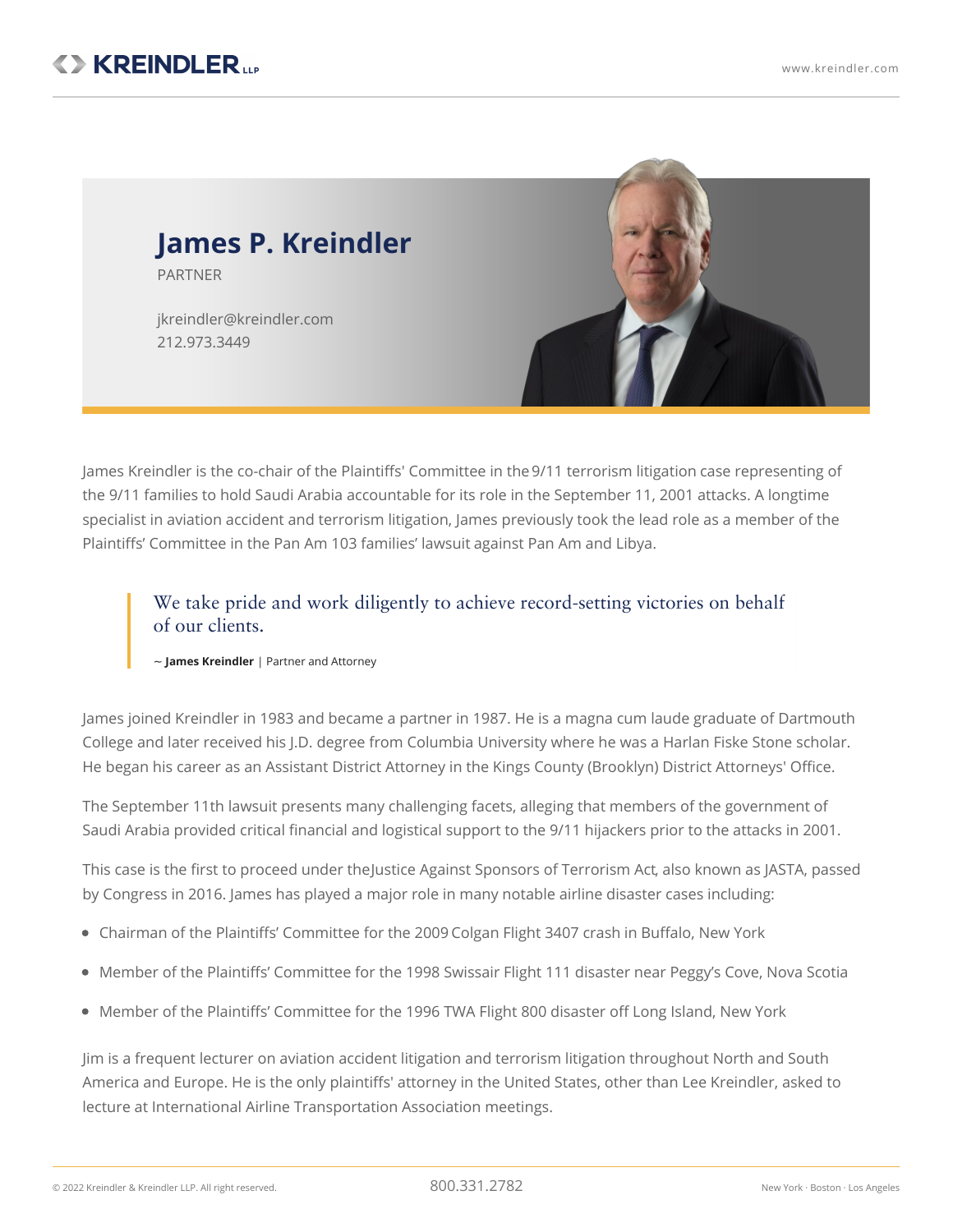# James P. Kreindler

PARTNER

jkreindler@kreindler.com
212.973.3449

James Kreindler is the co-chair of the Plaintiffs' Committee in the 9/11 terrorism litigation case representing of the 9/11 families to hold Saudi Arabia accountable for its role in the September 11, 2001 attacks. A longtime specialist in aviation accident and terrorism litigation, James previously took the lead role as a member of the Plaintiffs' Committee in the Pan Am 103 families' lawsuit against Pan Am and Libya.

> We take pride and work diligently to achieve record-setting victories on behalf of our clients.
>
> ~ **James Kreindler** | Partner and Attorney

James joined Kreindler in 1983 and became a partner in 1987. He is a magna cum laude graduate of Dartmouth College and later received his J.D. degree from Columbia University where he was a Harlan Fiske Stone scholar. He began his career as an Assistant District Attorney in the Kings County (Brooklyn) District Attorneys' Office.

The September 11th lawsuit presents many challenging facets, alleging that members of the government of Saudi Arabia provided critical financial and logistical support to the 9/11 hijackers prior to the attacks in 2001.

This case is the first to proceed under theJustice Against Sponsors of Terrorism Act, also known as JASTA, passed by Congress in 2016. James has played a major role in many notable airline disaster cases including:

- Chairman of the Plaintiffs' Committee for the 2009 Colgan Flight 3407 crash in Buffalo, New York
- Member of the Plaintiffs' Committee for the 1998 Swissair Flight 111 disaster near Peggy's Cove, Nova Scotia
- Member of the Plaintiffs' Committee for the 1996 TWA Flight 800 disaster off Long Island, New York

Jim is a frequent lecturer on aviation accident litigation and terrorism litigation throughout North and South America and Europe. He is the only plaintiffs' attorney in the United States, other than Lee Kreindler, asked to lecture at International Airline Transportation Association meetings.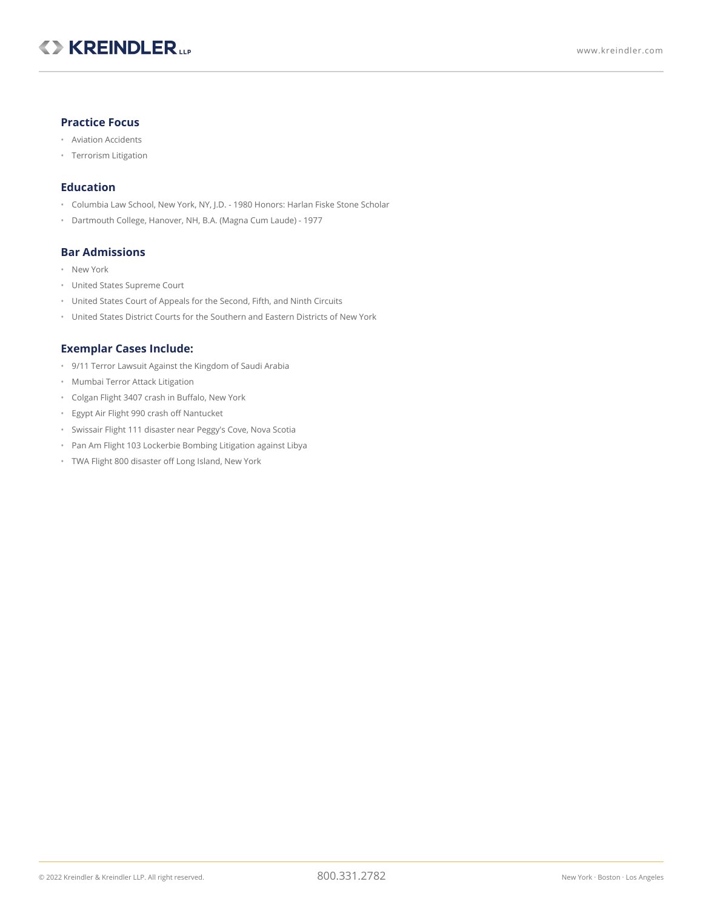## Practice Focus

- Aviation Accidents
- Terrorism Litigation

## Education

- Columbia Law School, New York, NY, J.D. - 1980 Honors: Harlan Fiske Stone Scholar
- Dartmouth College, Hanover, NH, B.A. (Magna Cum Laude) - 1977

## Bar Admissions

- New York
- United States Supreme Court
- United States Court of Appeals for the Second, Fifth, and Ninth Circuits
- United States District Courts for the Southern and Eastern Districts of New York

## Exemplar Cases Include:

- 9/11 Terror Lawsuit Against the Kingdom of Saudi Arabia
- Mumbai Terror Attack Litigation
- Colgan Flight 3407 crash in Buffalo, New York
- Egypt Air Flight 990 crash off Nantucket
- Swissair Flight 111 disaster near Peggy's Cove, Nova Scotia
- Pan Am Flight 103 Lockerbie Bombing Litigation against Libya
- TWA Flight 800 disaster off Long Island, New York